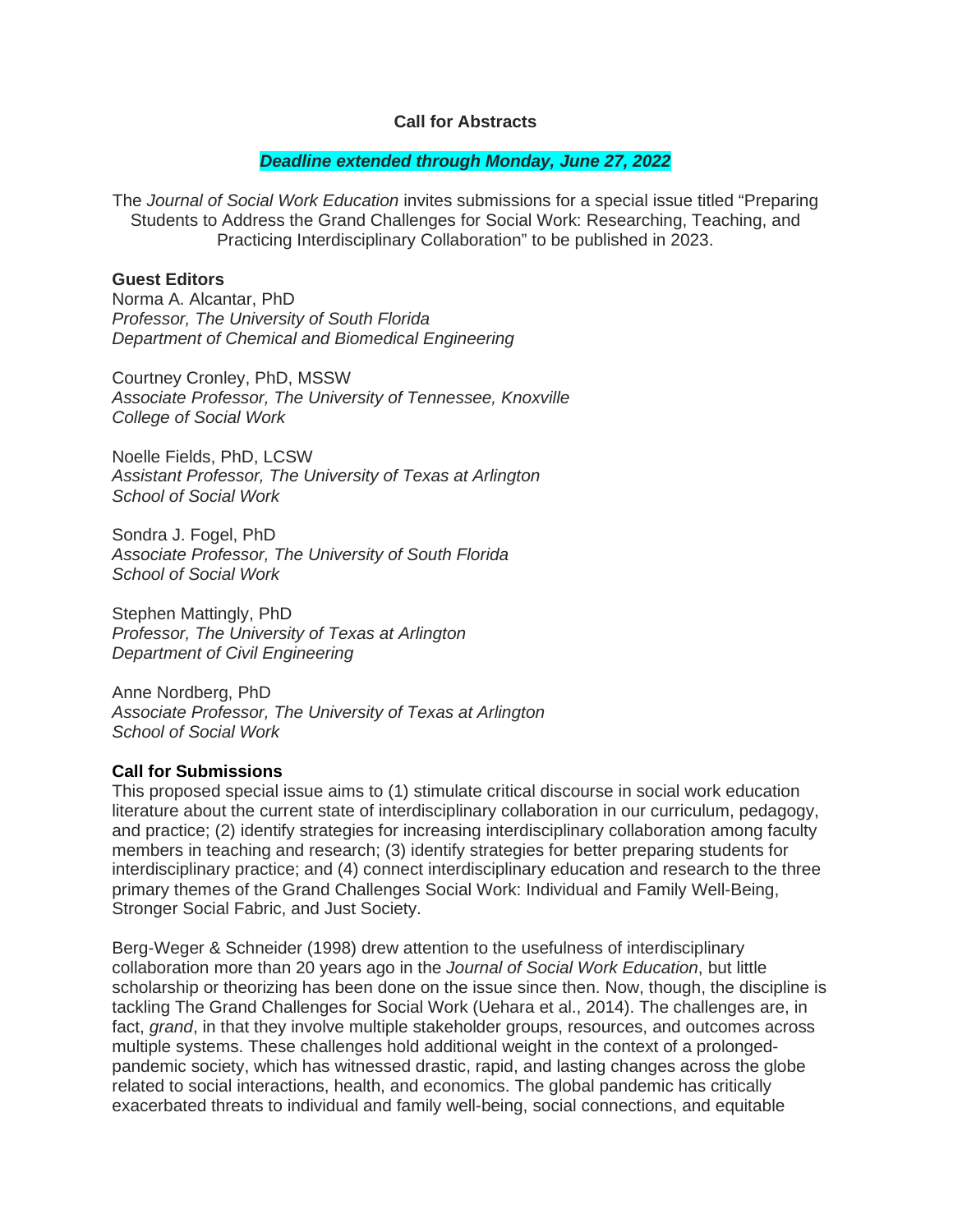# Call for Abstracts

***Deadline extended through Monday, June 27, 2022***

The *Journal of Social Work Education* invites submissions for a special issue titled "Preparing Students to Address the Grand Challenges for Social Work: Researching, Teaching, and Practicing Interdisciplinary Collaboration" to be published in 2023.

**Guest Editors**

Norma A. Alcantar, PhD
*Professor, The University of South Florida*
*Department of Chemical and Biomedical Engineering*

Courtney Cronley, PhD, MSSW
*Associate Professor, The University of Tennessee, Knoxville*
*College of Social Work*

Noelle Fields, PhD, LCSW
*Assistant Professor, The University of Texas at Arlington*
*School of Social Work*

Sondra J. Fogel, PhD
*Associate Professor, The University of South Florida*
*School of Social Work*

Stephen Mattingly, PhD
*Professor, The University of Texas at Arlington*
*Department of Civil Engineering*

Anne Nordberg, PhD
*Associate Professor, The University of Texas at Arlington*
*School of Social Work*

**Call for Submissions**

This proposed special issue aims to (1) stimulate critical discourse in social work education literature about the current state of interdisciplinary collaboration in our curriculum, pedagogy, and practice; (2) identify strategies for increasing interdisciplinary collaboration among faculty members in teaching and research; (3) identify strategies for better preparing students for interdisciplinary practice; and (4) connect interdisciplinary education and research to the three primary themes of the Grand Challenges Social Work: Individual and Family Well-Being, Stronger Social Fabric, and Just Society.

Berg-Weger & Schneider (1998) drew attention to the usefulness of interdisciplinary collaboration more than 20 years ago in the *Journal of Social Work Education*, but little scholarship or theorizing has been done on the issue since then. Now, though, the discipline is tackling The Grand Challenges for Social Work (Uehara et al., 2014). The challenges are, in fact, *grand*, in that they involve multiple stakeholder groups, resources, and outcomes across multiple systems. These challenges hold additional weight in the context of a prolonged-pandemic society, which has witnessed drastic, rapid, and lasting changes across the globe related to social interactions, health, and economics. The global pandemic has critically exacerbated threats to individual and family well-being, social connections, and equitable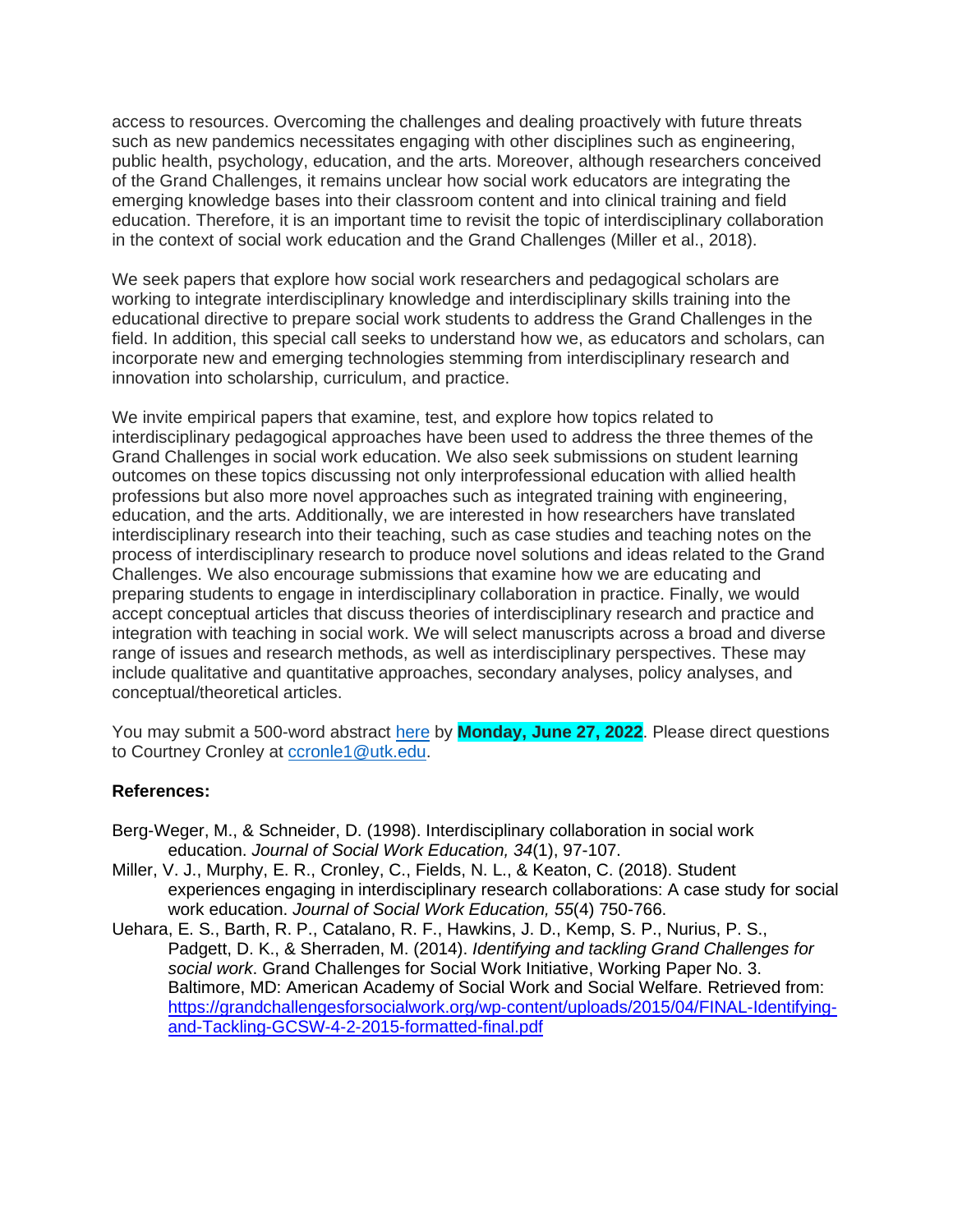access to resources. Overcoming the challenges and dealing proactively with future threats such as new pandemics necessitates engaging with other disciplines such as engineering, public health, psychology, education, and the arts. Moreover, although researchers conceived of the Grand Challenges, it remains unclear how social work educators are integrating the emerging knowledge bases into their classroom content and into clinical training and field education. Therefore, it is an important time to revisit the topic of interdisciplinary collaboration in the context of social work education and the Grand Challenges (Miller et al., 2018).

We seek papers that explore how social work researchers and pedagogical scholars are working to integrate interdisciplinary knowledge and interdisciplinary skills training into the educational directive to prepare social work students to address the Grand Challenges in the field. In addition, this special call seeks to understand how we, as educators and scholars, can incorporate new and emerging technologies stemming from interdisciplinary research and innovation into scholarship, curriculum, and practice.

We invite empirical papers that examine, test, and explore how topics related to interdisciplinary pedagogical approaches have been used to address the three themes of the Grand Challenges in social work education. We also seek submissions on student learning outcomes on these topics discussing not only interprofessional education with allied health professions but also more novel approaches such as integrated training with engineering, education, and the arts. Additionally, we are interested in how researchers have translated interdisciplinary research into their teaching, such as case studies and teaching notes on the process of interdisciplinary research to produce novel solutions and ideas related to the Grand Challenges. We also encourage submissions that examine how we are educating and preparing students to engage in interdisciplinary collaboration in practice. Finally, we would accept conceptual articles that discuss theories of interdisciplinary research and practice and integration with teaching in social work. We will select manuscripts across a broad and diverse range of issues and research methods, as well as interdisciplinary perspectives. These may include qualitative and quantitative approaches, secondary analyses, policy analyses, and conceptual/theoretical articles.

You may submit a 500-word abstract here by **Monday, June 27, 2022**. Please direct questions to Courtney Cronley at ccronle1@utk.edu.

**References:**

Berg-Weger, M., & Schneider, D. (1998). Interdisciplinary collaboration in social work education. *Journal of Social Work Education, 34*(1), 97-107.

Miller, V. J., Murphy, E. R., Cronley, C., Fields, N. L., & Keaton, C. (2018). Student experiences engaging in interdisciplinary research collaborations: A case study for social work education. *Journal of Social Work Education, 55*(4) 750-766.

Uehara, E. S., Barth, R. P., Catalano, R. F., Hawkins, J. D., Kemp, S. P., Nurius, P. S., Padgett, D. K., & Sherraden, M. (2014). *Identifying and tackling Grand Challenges for social work*. Grand Challenges for Social Work Initiative, Working Paper No. 3. Baltimore, MD: American Academy of Social Work and Social Welfare. Retrieved from: https://grandchallengesforsocialwork.org/wp-content/uploads/2015/04/FINAL-Identifying-and-Tackling-GCSW-4-2-2015-formatted-final.pdf